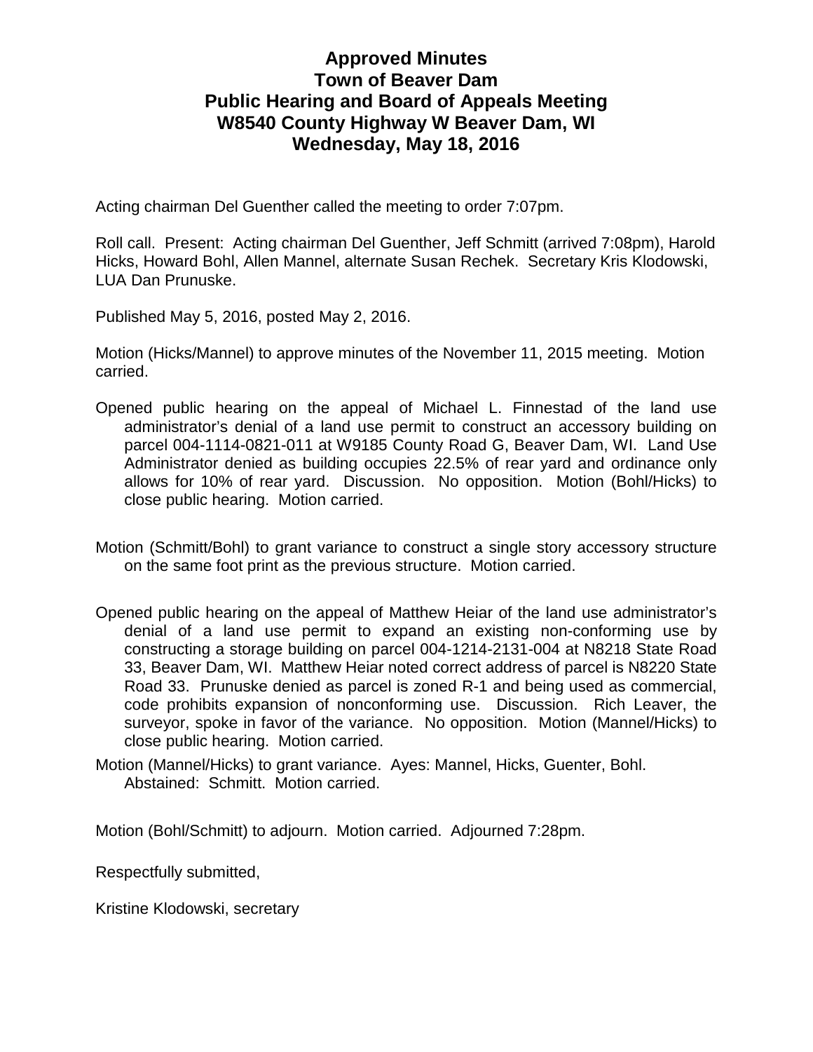# Approved Minutes
## Town of Beaver Dam
## Public Hearing and Board of Appeals Meeting
## W8540 County Highway W Beaver Dam, WI
## Wednesday, May 18, 2016

Acting chairman Del Guenther called the meeting to order 7:07pm.

Roll call. Present: Acting chairman Del Guenther, Jeff Schmitt (arrived 7:08pm), Harold Hicks, Howard Bohl, Allen Mannel, alternate Susan Rechek. Secretary Kris Klodowski, LUA Dan Prunuske.

Published May 5, 2016, posted May 2, 2016.

Motion (Hicks/Mannel) to approve minutes of the November 11, 2015 meeting. Motion carried.

Opened public hearing on the appeal of Michael L. Finnestad of the land use administrator's denial of a land use permit to construct an accessory building on parcel 004-1114-0821-011 at W9185 County Road G, Beaver Dam, WI. Land Use Administrator denied as building occupies 22.5% of rear yard and ordinance only allows for 10% of rear yard. Discussion. No opposition. Motion (Bohl/Hicks) to close public hearing. Motion carried.

Motion (Schmitt/Bohl) to grant variance to construct a single story accessory structure on the same foot print as the previous structure. Motion carried.

Opened public hearing on the appeal of Matthew Heiar of the land use administrator's denial of a land use permit to expand an existing non-conforming use by constructing a storage building on parcel 004-1214-2131-004 at N8218 State Road 33, Beaver Dam, WI. Matthew Heiar noted correct address of parcel is N8220 State Road 33. Prunuske denied as parcel is zoned R-1 and being used as commercial, code prohibits expansion of nonconforming use. Discussion. Rich Leaver, the surveyor, spoke in favor of the variance. No opposition. Motion (Mannel/Hicks) to close public hearing. Motion carried.

Motion (Mannel/Hicks) to grant variance. Ayes: Mannel, Hicks, Guenter, Bohl. Abstained: Schmitt. Motion carried.

Motion (Bohl/Schmitt) to adjourn. Motion carried. Adjourned 7:28pm.

Respectfully submitted,

Kristine Klodowski, secretary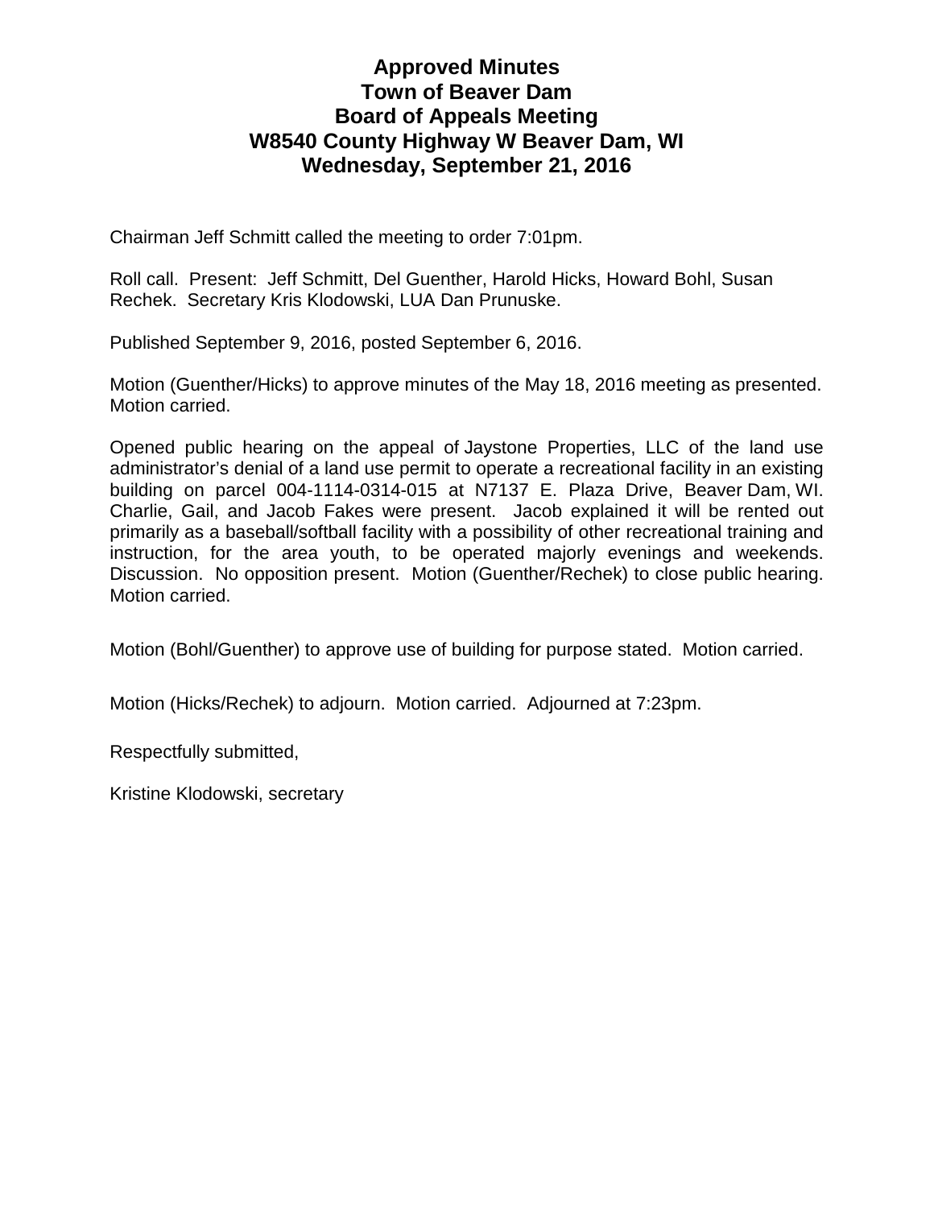# Approved Minutes
# Town of Beaver Dam
# Board of Appeals Meeting
# W8540 County Highway W Beaver Dam, WI
# Wednesday, September 21, 2016

Chairman Jeff Schmitt called the meeting to order 7:01pm.

Roll call. Present: Jeff Schmitt, Del Guenther, Harold Hicks, Howard Bohl, Susan Rechek. Secretary Kris Klodowski, LUA Dan Prunuske.

Published September 9, 2016, posted September 6, 2016.

Motion (Guenther/Hicks) to approve minutes of the May 18, 2016 meeting as presented. Motion carried.

Opened public hearing on the appeal of Jaystone Properties, LLC of the land use administrator's denial of a land use permit to operate a recreational facility in an existing building on parcel 004-1114-0314-015 at N7137 E. Plaza Drive, Beaver Dam, WI. Charlie, Gail, and Jacob Fakes were present. Jacob explained it will be rented out primarily as a baseball/softball facility with a possibility of other recreational training and instruction, for the area youth, to be operated majorly evenings and weekends. Discussion. No opposition present. Motion (Guenther/Rechek) to close public hearing. Motion carried.

Motion (Bohl/Guenther) to approve use of building for purpose stated. Motion carried.

Motion (Hicks/Rechek) to adjourn. Motion carried. Adjourned at 7:23pm.

Respectfully submitted,

Kristine Klodowski, secretary